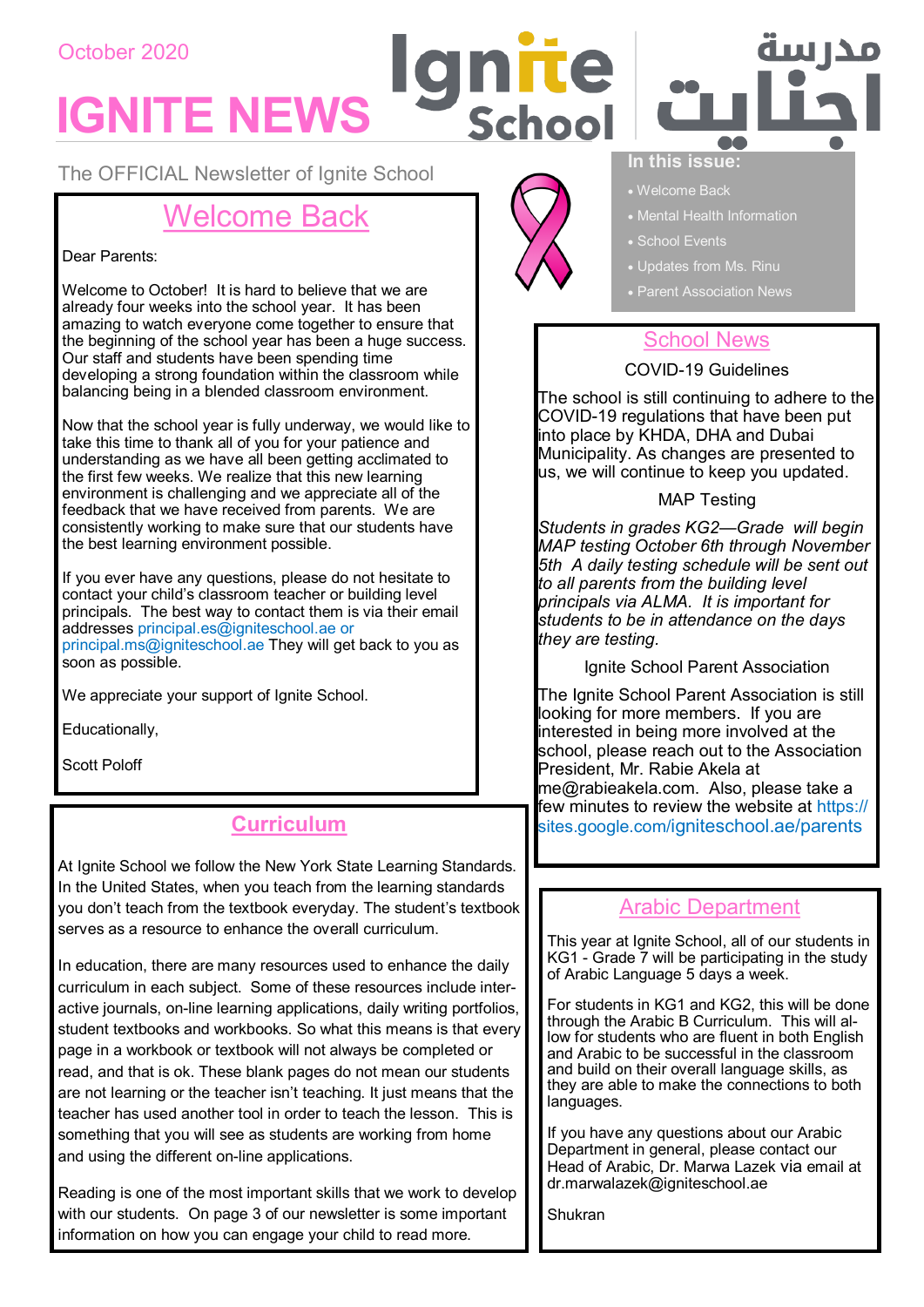October 2020

# IGNITE NEWS

Ignite School

مدرسة إجنايت

The OFFICIAL Newsletter of Ignite School

**In this issue:**

- Welcome Back
- Mental Health Information
- School Events
- Updates from Ms. Rinu
- Parent Association News

## Welcome Back

Dear Parents:

Welcome to October! It is hard to believe that we are already four weeks into the school year. It has been amazing to watch everyone come together to ensure that the beginning of the school year has been a huge success. Our staff and students have been spending time developing a strong foundation within the classroom while balancing being in a blended classroom environment.

Now that the school year is fully underway, we would like to take this time to thank all of you for your patience and understanding as we have all been getting acclimated to the first few weeks. We realize that this new learning environment is challenging and we appreciate all of the feedback that we have received from parents. We are consistently working to make sure that our students have the best learning environment possible.

If you ever have any questions, please do not hesitate to contact your child's classroom teacher or building level principals. The best way to contact them is via their email addresses principal.es@igniteschool.ae or principal.ms@igniteschool.ae They will get back to you as soon as possible.

We appreciate your support of Ignite School.

Educationally,

Scott Poloff

## Curriculum

At Ignite School we follow the New York State Learning Standards. In the United States, when you teach from the learning standards you don't teach from the textbook everyday. The student's textbook serves as a resource to enhance the overall curriculum.

In education, there are many resources used to enhance the daily curriculum in each subject. Some of these resources include inter-active journals, on-line learning applications, daily writing portfolios, student textbooks and workbooks. So what this means is that every page in a workbook or textbook will not always be completed or read, and that is ok. These blank pages do not mean our students are not learning or the teacher isn't teaching. It just means that the teacher has used another tool in order to teach the lesson. This is something that you will see as students are working from home and using the different on-line applications.

Reading is one of the most important skills that we work to develop with our students. On page 3 of our newsletter is some important information on how you can engage your child to read more.

## School News

### COVID-19 Guidelines

The school is still continuing to adhere to the COVID-19 regulations that have been put into place by KHDA, DHA and Dubai Municipality. As changes are presented to us, we will continue to keep you updated.

### MAP Testing

*Students in grades KG2—Grade will begin MAP testing October 6th through November 5th A daily testing schedule will be sent out to all parents from the building level principals via ALMA. It is important for students to be in attendance on the days they are testing.*

### Ignite School Parent Association

The Ignite School Parent Association is still looking for more members. If you are interested in being more involved at the school, please reach out to the Association President, Mr. Rabie Akela at me@rabieakela.com. Also, please take a few minutes to review the website at https://sites.google.com/igniteschool.ae/parents

## Arabic Department

This year at Ignite School, all of our students in KG1 - Grade 7 will be participating in the study of Arabic Language 5 days a week.

For students in KG1 and KG2, this will be done through the Arabic B Curriculum. This will allow for students who are fluent in both English and Arabic to be successful in the classroom and build on their overall language skills, as they are able to make the connections to both languages.

If you have any questions about our Arabic Department in general, please contact our Head of Arabic, Dr. Marwa Lazek via email at dr.marwalazek@igniteschool.ae

Shukran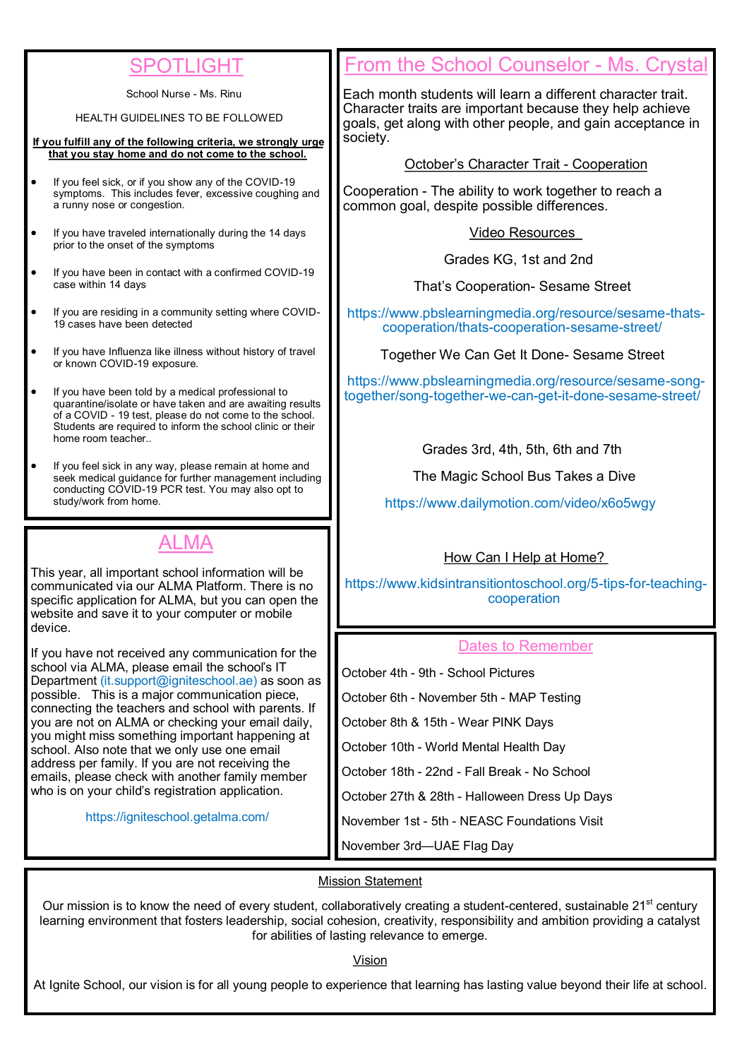## SPOTLIGHT

School Nurse - Ms. Rinu

HEALTH GUIDELINES TO BE FOLLOWED

**If you fulfill any of the following criteria, we strongly urge that you stay home and do not come to the school.**

- If you feel sick, or if you show any of the COVID-19 symptoms. This includes fever, excessive coughing and a runny nose or congestion.
- If you have traveled internationally during the 14 days prior to the onset of the symptoms
- If you have been in contact with a confirmed COVID-19 case within 14 days
- If you are residing in a community setting where COVID-19 cases have been detected
- If you have Influenza like illness without history of travel or known COVID-19 exposure.
- If you have been told by a medical professional to quarantine/isolate or have taken and are awaiting results of a COVID - 19 test, please do not come to the school. Students are required to inform the school clinic or their home room teacher..
- If you feel sick in any way, please remain at home and seek medical guidance for further management including conducting COVID-19 PCR test. You may also opt to study/work from home.

## ALMA

This year, all important school information will be communicated via our ALMA Platform. There is no specific application for ALMA, but you can open the website and save it to your computer or mobile device.

If you have not received any communication for the school via ALMA, please email the school's IT Department (it.support@igniteschool.ae) as soon as possible. This is a major communication piece, connecting the teachers and school with parents. If you are not on ALMA or checking your email daily, you might miss something important happening at school. Also note that we only use one email address per family. If you are not receiving the emails, please check with another family member who is on your child's registration application.

https://igniteschool.getalma.com/

## From the School Counselor - Ms. Crystal

Each month students will learn a different character trait. Character traits are important because they help achieve goals, get along with other people, and gain acceptance in society.

October's Character Trait - Cooperation

Cooperation - The ability to work together to reach a common goal, despite possible differences.

Video Resources

Grades KG, 1st and 2nd

That's Cooperation- Sesame Street

https://www.pbslearningmedia.org/resource/sesame-thats-cooperation/thats-cooperation-sesame-street/

Together We Can Get It Done- Sesame Street

https://www.pbslearningmedia.org/resource/sesame-song-together/song-together-we-can-get-it-done-sesame-street/

Grades 3rd, 4th, 5th, 6th and 7th

The Magic School Bus Takes a Dive

https://www.dailymotion.com/video/x6o5wgy

How Can I Help at Home?

https://www.kidsintransitiontoschool.org/5-tips-for-teaching-cooperation

## Dates to Remember

October 4th - 9th - School Pictures

October 6th - November 5th - MAP Testing

October 8th & 15th - Wear PINK Days

October 10th - World Mental Health Day

October 18th - 22nd - Fall Break - No School

October 27th & 28th - Halloween Dress Up Days

November 1st - 5th - NEASC Foundations Visit

November 3rd—UAE Flag Day

## Mission Statement

Our mission is to know the need of every student, collaboratively creating a student-centered, sustainable 21st century learning environment that fosters leadership, social cohesion, creativity, responsibility and ambition providing a catalyst for abilities of lasting relevance to emerge.

## Vision

At Ignite School, our vision is for all young people to experience that learning has lasting value beyond their life at school.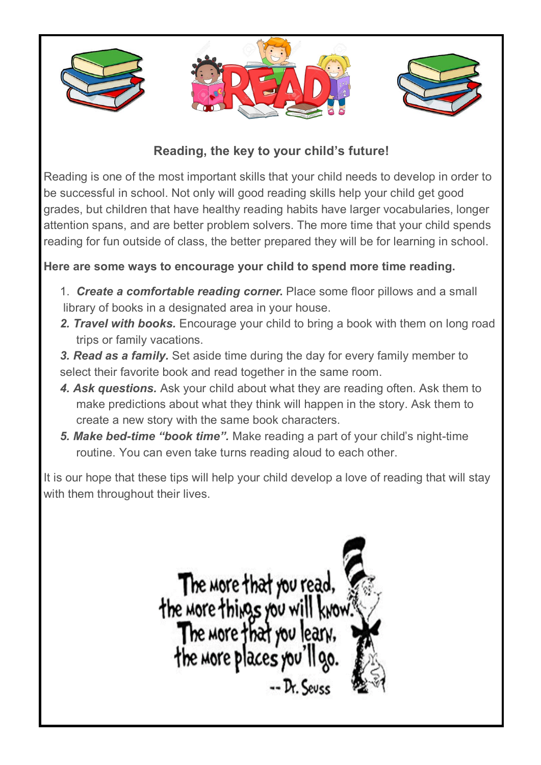## Reading, the key to your child's future!

Reading is one of the most important skills that your child needs to develop in order to be successful in school. Not only will good reading skills help your child get good grades, but children that have healthy reading habits have larger vocabularies, longer attention spans, and are better problem solvers. The more time that your child spends reading for fun outside of class, the better prepared they will be for learning in school.

**Here are some ways to encourage your child to spend more time reading.**

1. ***Create a comfortable reading corner.*** Place some floor pillows and a small library of books in a designated area in your house.
2. ***Travel with books.*** Encourage your child to bring a book with them on long road trips or family vacations.
3. ***Read as a family.*** Set aside time during the day for every family member to select their favorite book and read together in the same room.
4. ***Ask questions.*** Ask your child about what they are reading often. Ask them to make predictions about what they think will happen in the story. Ask them to create a new story with the same book characters.
5. ***Make bed-time "book time".*** Make reading a part of your child's night-time routine. You can even take turns reading aloud to each other.

It is our hope that these tips will help your child develop a love of reading that will stay with them throughout their lives.

The more that you read, the more things you will know. The more that you learn, the more places you'll go.
-- Dr. Seuss